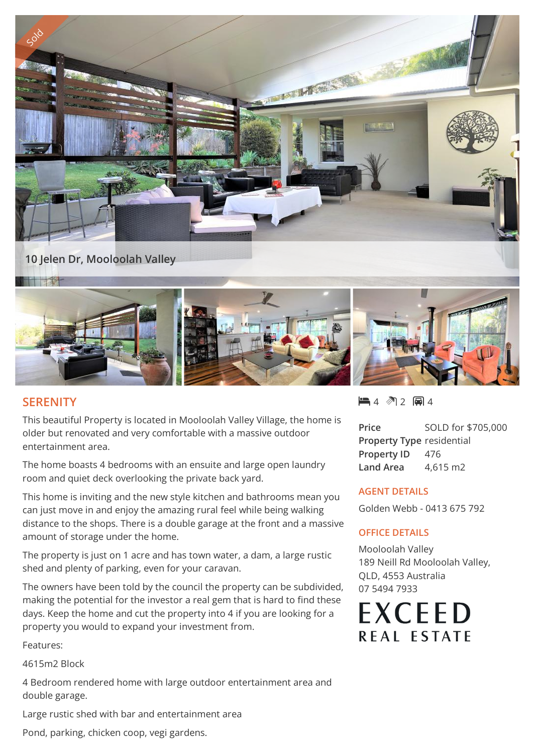Sold

10 Jelen Dr, Mooloolah Valley

## SERENITY

4 bedrooms | 2 bathrooms | 4 car spaces

This beautiful Property is located in Mooloolah Valley Village, the home is older but renovated and very comfortable with a massive outdoor entertainment area.

The home boasts 4 bedrooms with an ensuite and large open laundry room and quiet deck overlooking the private back yard.

This home is inviting and the new style kitchen and bathrooms mean you can just move in and enjoy the amazing rural feel while being walking distance to the shops. There is a double garage at the front and a massive amount of storage under the home.

The property is just on 1 acre and has town water, a dam, a large rustic shed and plenty of parking, even for your caravan.

The owners have been told by the council the property can be subdivided, making the potential for the investor a real gem that is hard to find these days. Keep the home and cut the property into 4 if you are looking for a property you would to expand your investment from.

Features:

4615m2 Block

4 Bedroom rendered home with large outdoor entertainment area and double garage.

Large rustic shed with bar and entertainment area

Pond, parking, chicken coop, vegi gardens.

| | |
|---|---|
| **Price** | SOLD for $705,000 |
| **Property Type** | residential |
| **Property ID** | 476 |
| **Land Area** | 4,615 m2 |

### AGENT DETAILS

Golden Webb - 0413 675 792

### OFFICE DETAILS

Mooloolah Valley
189 Neill Rd Mooloolah Valley, QLD, 4553 Australia
07 5494 7933

EXCEED REAL ESTATE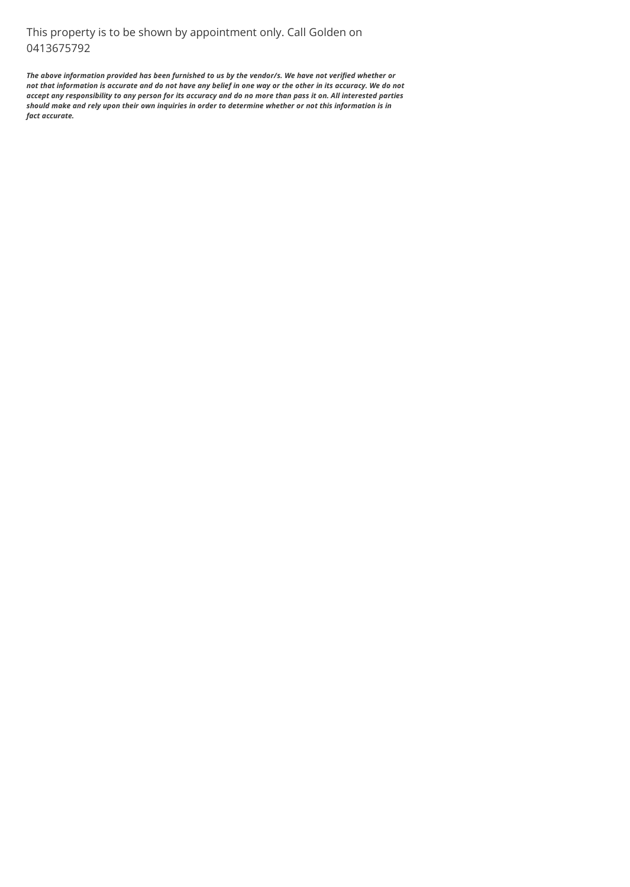This property is to be shown by appointment only. Call Golden on 0413675792

***The above information provided has been furnished to us by the vendor/s. We have not verified whether or not that information is accurate and do not have any belief in one way or the other in its accuracy. We do not accept any responsibility to any person for its accuracy and do no more than pass it on. All interested parties should make and rely upon their own inquiries in order to determine whether or not this information is in fact accurate.***